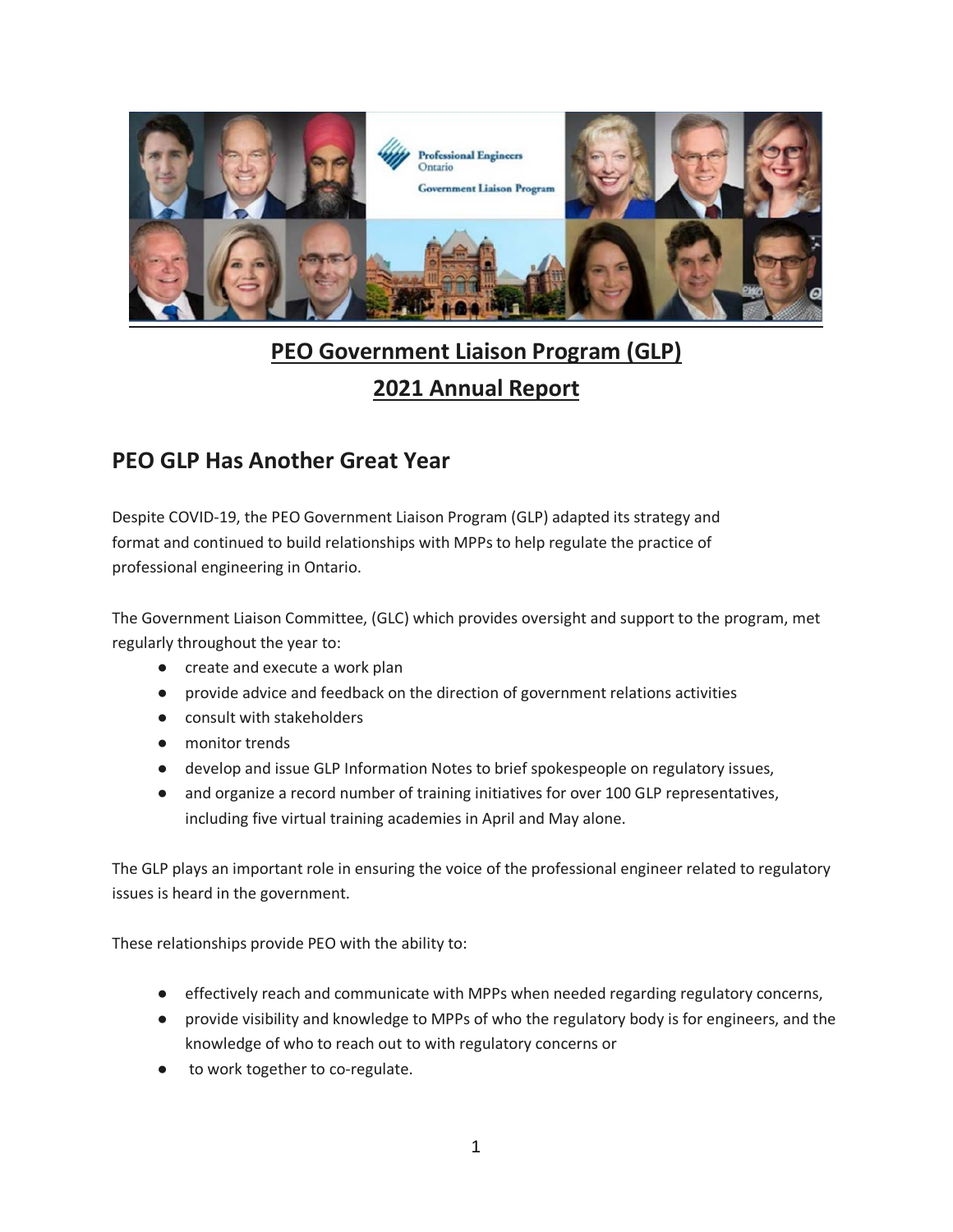## PEO Government Liaison Program (GLP)

## 2021 Annual Report

## PEO GLP Has Another Great Year

Despite COVID-19, the PEO Government Liaison Program (GLP) adapted its strategy and format and continued to build relationships with MPPs to help regulate the practice of professional engineering in Ontario.

The Government Liaison Committee, (GLC) which provides oversight and support to the program, met regularly throughout the year to:

- create and execute a work plan
- provide advice and feedback on the direction of government relations activities
- consult with stakeholders
- monitor trends
- develop and issue GLP Information Notes to brief spokespeople on regulatory issues,
- and organize a record number of training initiatives for over 100 GLP representatives, including five virtual training academies in April and May alone.

The GLP plays an important role in ensuring the voice of the professional engineer related to regulatory issues is heard in the government.

These relationships provide PEO with the ability to:

- effectively reach and communicate with MPPs when needed regarding regulatory concerns,
- provide visibility and knowledge to MPPs of who the regulatory body is for engineers, and the knowledge of who to reach out to with regulatory concerns or
- to work together to co-regulate.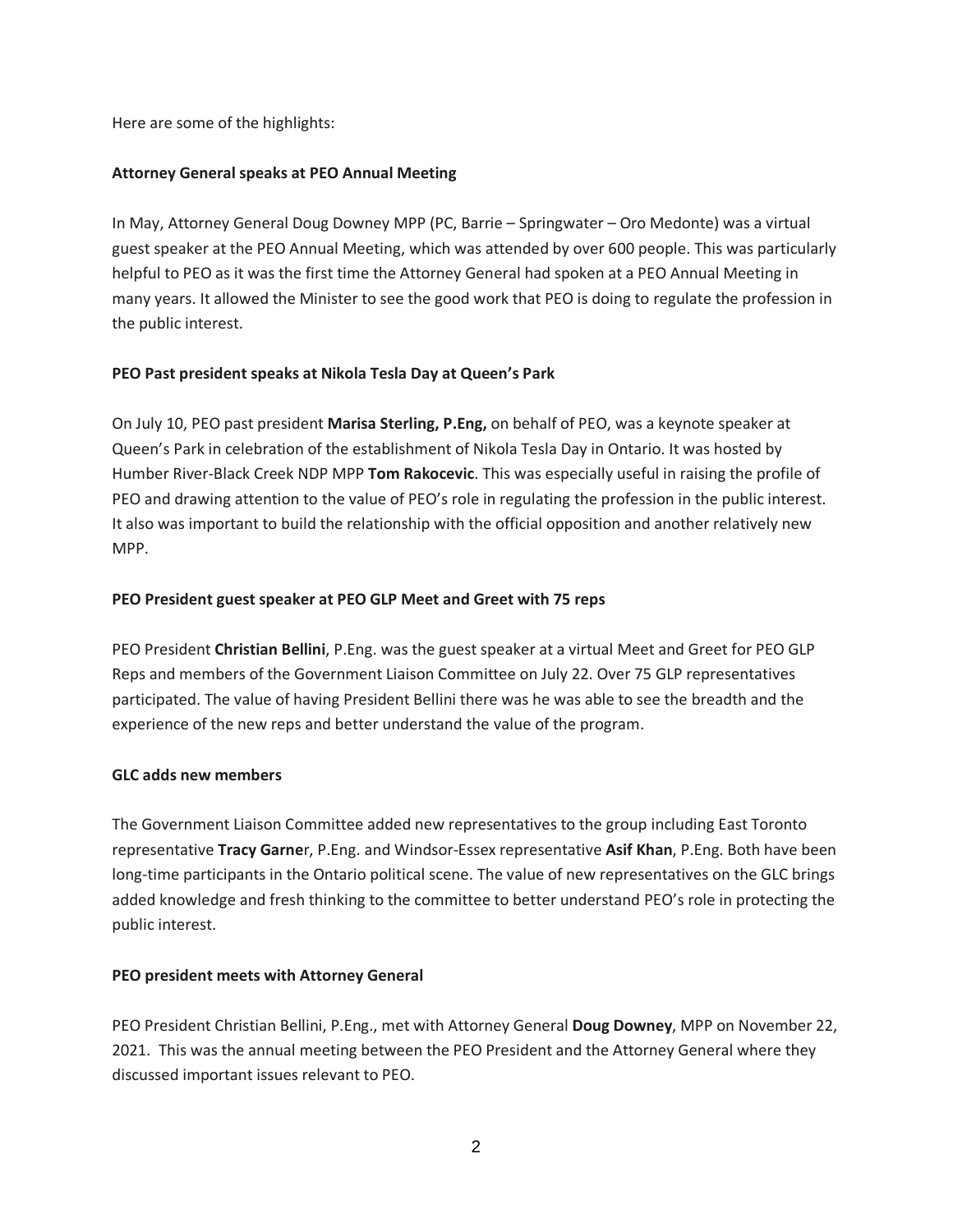Here are some of the highlights:

**Attorney General speaks at PEO Annual Meeting**

In May, Attorney General Doug Downey MPP (PC, Barrie – Springwater – Oro Medonte) was a virtual guest speaker at the PEO Annual Meeting, which was attended by over 600 people. This was particularly helpful to PEO as it was the first time the Attorney General had spoken at a PEO Annual Meeting in many years. It allowed the Minister to see the good work that PEO is doing to regulate the profession in the public interest.

**PEO Past president speaks at Nikola Tesla Day at Queen's Park**

On July 10, PEO past president **Marisa Sterling, P.Eng,** on behalf of PEO, was a keynote speaker at Queen's Park in celebration of the establishment of Nikola Tesla Day in Ontario. It was hosted by Humber River-Black Creek NDP MPP **Tom Rakocevic**. This was especially useful in raising the profile of PEO and drawing attention to the value of PEO's role in regulating the profession in the public interest. It also was important to build the relationship with the official opposition and another relatively new MPP.

**PEO President guest speaker at PEO GLP Meet and Greet with 75 reps**

PEO President **Christian Bellini**, P.Eng. was the guest speaker at a virtual Meet and Greet for PEO GLP Reps and members of the Government Liaison Committee on July 22. Over 75 GLP representatives participated. The value of having President Bellini there was he was able to see the breadth and the experience of the new reps and better understand the value of the program.

**GLC adds new members**

The Government Liaison Committee added new representatives to the group including East Toronto representative **Tracy Garne**r, P.Eng. and Windsor-Essex representative **Asif Khan**, P.Eng. Both have been long-time participants in the Ontario political scene. The value of new representatives on the GLC brings added knowledge and fresh thinking to the committee to better understand PEO's role in protecting the public interest.

**PEO president meets with Attorney General**

PEO President Christian Bellini, P.Eng., met with Attorney General **Doug Downey**, MPP on November 22, 2021. This was the annual meeting between the PEO President and the Attorney General where they discussed important issues relevant to PEO.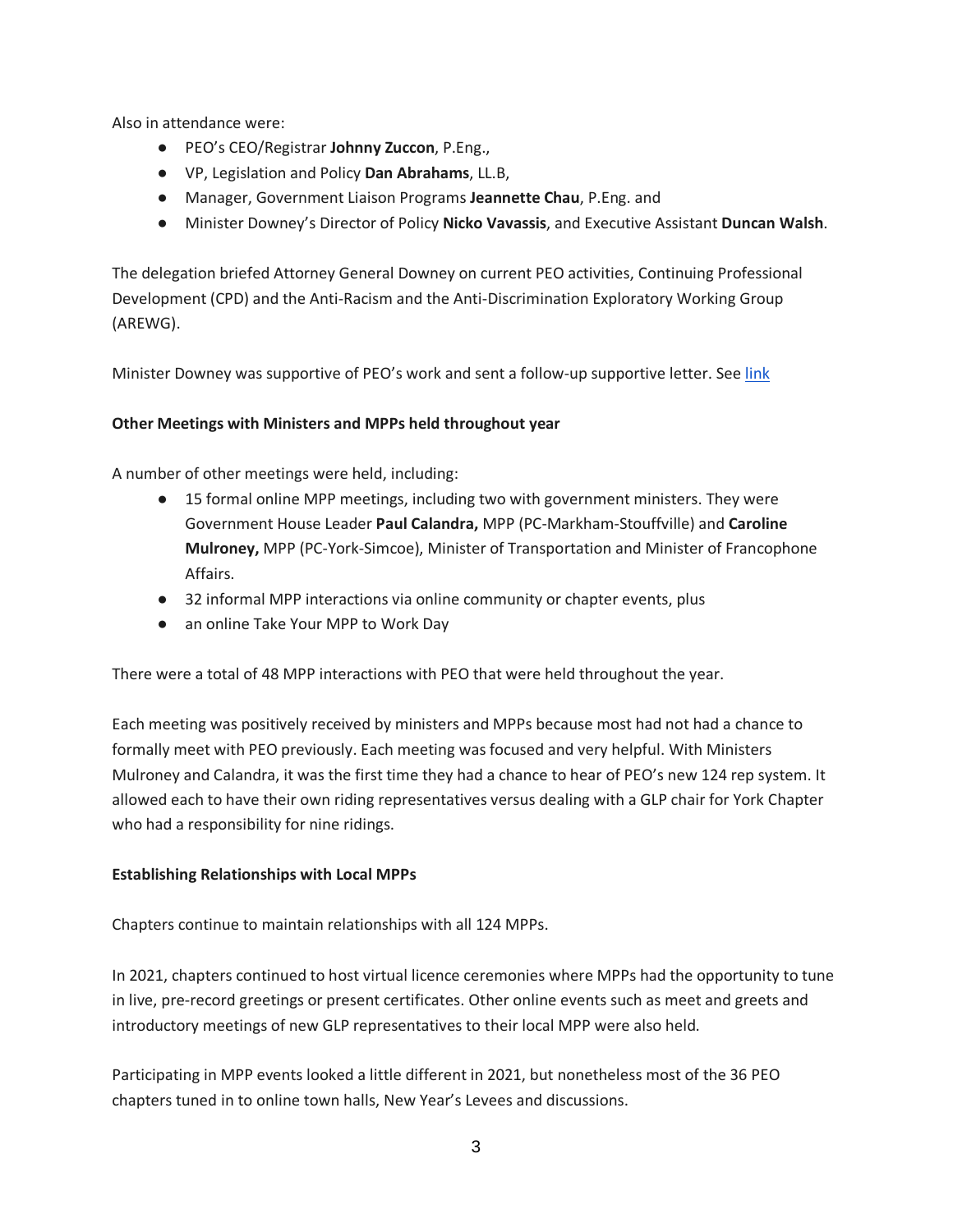Also in attendance were:

- PEO's CEO/Registrar **Johnny Zuccon**, P.Eng.,
- VP, Legislation and Policy **Dan Abrahams**, LL.B,
- Manager, Government Liaison Programs **Jeannette Chau**, P.Eng. and
- Minister Downey's Director of Policy **Nicko Vavassis**, and Executive Assistant **Duncan Walsh**.

The delegation briefed Attorney General Downey on current PEO activities, Continuing Professional Development (CPD) and the Anti-Racism and the Anti-Discrimination Exploratory Working Group (AREWG).

Minister Downey was supportive of PEO's work and sent a follow-up supportive letter. See link

**Other Meetings with Ministers and MPPs held throughout year**

A number of other meetings were held, including:

- 15 formal online MPP meetings, including two with government ministers. They were Government House Leader **Paul Calandra,** MPP (PC-Markham-Stouffville) and **Caroline Mulroney,** MPP (PC-York-Simcoe), Minister of Transportation and Minister of Francophone Affairs.
- 32 informal MPP interactions via online community or chapter events, plus
- an online Take Your MPP to Work Day

There were a total of 48 MPP interactions with PEO that were held throughout the year.

Each meeting was positively received by ministers and MPPs because most had not had a chance to formally meet with PEO previously. Each meeting was focused and very helpful. With Ministers Mulroney and Calandra, it was the first time they had a chance to hear of PEO's new 124 rep system. It allowed each to have their own riding representatives versus dealing with a GLP chair for York Chapter who had a responsibility for nine ridings.

**Establishing Relationships with Local MPPs**

Chapters continue to maintain relationships with all 124 MPPs.

In 2021, chapters continued to host virtual licence ceremonies where MPPs had the opportunity to tune in live, pre-record greetings or present certificates. Other online events such as meet and greets and introductory meetings of new GLP representatives to their local MPP were also held.

Participating in MPP events looked a little different in 2021, but nonetheless most of the 36 PEO chapters tuned in to online town halls, New Year's Levees and discussions.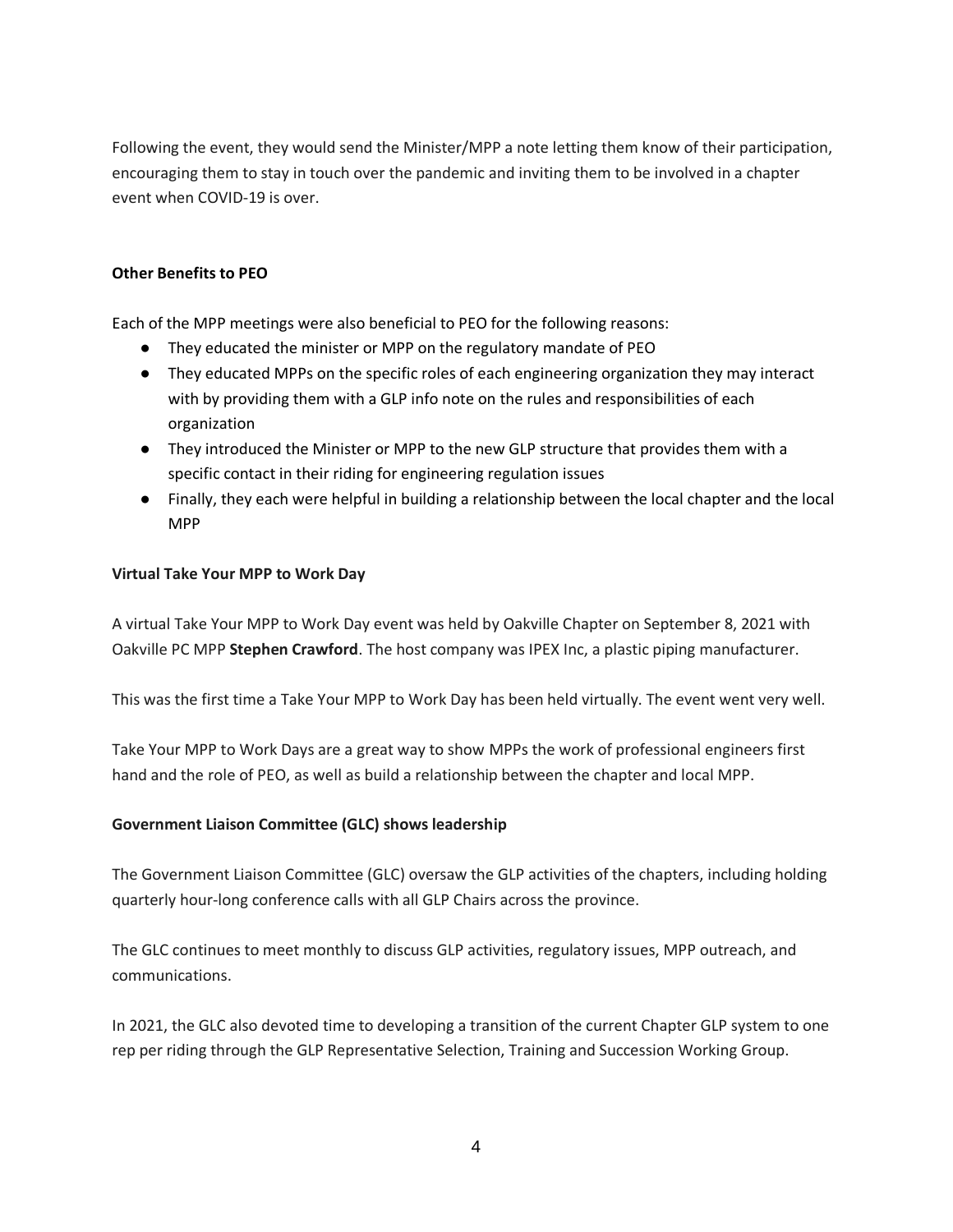Following the event, they would send the Minister/MPP a note letting them know of their participation, encouraging them to stay in touch over the pandemic and inviting them to be involved in a chapter event when COVID-19 is over.

**Other Benefits to PEO**

Each of the MPP meetings were also beneficial to PEO for the following reasons:

- They educated the minister or MPP on the regulatory mandate of PEO
- They educated MPPs on the specific roles of each engineering organization they may interact with by providing them with a GLP info note on the rules and responsibilities of each organization
- They introduced the Minister or MPP to the new GLP structure that provides them with a specific contact in their riding for engineering regulation issues
- Finally, they each were helpful in building a relationship between the local chapter and the local MPP

**Virtual Take Your MPP to Work Day**

A virtual Take Your MPP to Work Day event was held by Oakville Chapter on September 8, 2021 with Oakville PC MPP **Stephen Crawford**. The host company was IPEX Inc, a plastic piping manufacturer.

This was the first time a Take Your MPP to Work Day has been held virtually. The event went very well.

Take Your MPP to Work Days are a great way to show MPPs the work of professional engineers first hand and the role of PEO, as well as build a relationship between the chapter and local MPP.

**Government Liaison Committee (GLC) shows leadership**

The Government Liaison Committee (GLC) oversaw the GLP activities of the chapters, including holding quarterly hour-long conference calls with all GLP Chairs across the province.

The GLC continues to meet monthly to discuss GLP activities, regulatory issues, MPP outreach, and communications.

In 2021, the GLC also devoted time to developing a transition of the current Chapter GLP system to one rep per riding through the GLP Representative Selection, Training and Succession Working Group.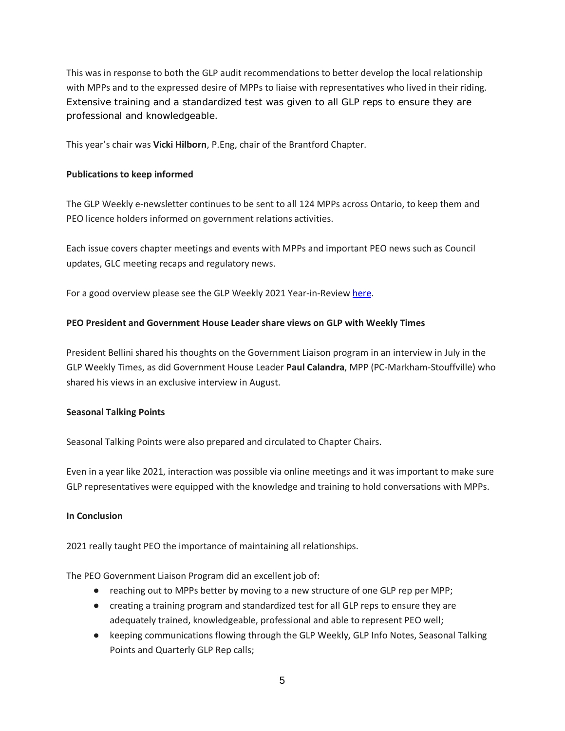This was in response to both the GLP audit recommendations to better develop the local relationship with MPPs and to the expressed desire of MPPs to liaise with representatives who lived in their riding. Extensive training and a standardized test was given to all GLP reps to ensure they are professional and knowledgeable.

This year's chair was **Vicki Hilborn**, P.Eng, chair of the Brantford Chapter.

**Publications to keep informed**

The GLP Weekly e-newsletter continues to be sent to all 124 MPPs across Ontario, to keep them and PEO licence holders informed on government relations activities.

Each issue covers chapter meetings and events with MPPs and important PEO news such as Council updates, GLC meeting recaps and regulatory news.

For a good overview please see the GLP Weekly 2021 Year-in-Review here.

**PEO President and Government House Leader share views on GLP with Weekly Times**

President Bellini shared his thoughts on the Government Liaison program in an interview in July in the GLP Weekly Times, as did Government House Leader **Paul Calandra**, MPP (PC-Markham-Stouffville) who shared his views in an exclusive interview in August.

**Seasonal Talking Points**

Seasonal Talking Points were also prepared and circulated to Chapter Chairs.

Even in a year like 2021, interaction was possible via online meetings and it was important to make sure GLP representatives were equipped with the knowledge and training to hold conversations with MPPs.

**In Conclusion**

2021 really taught PEO the importance of maintaining all relationships.

The PEO Government Liaison Program did an excellent job of:

- reaching out to MPPs better by moving to a new structure of one GLP rep per MPP;
- creating a training program and standardized test for all GLP reps to ensure they are adequately trained, knowledgeable, professional and able to represent PEO well;
- keeping communications flowing through the GLP Weekly, GLP Info Notes, Seasonal Talking Points and Quarterly GLP Rep calls;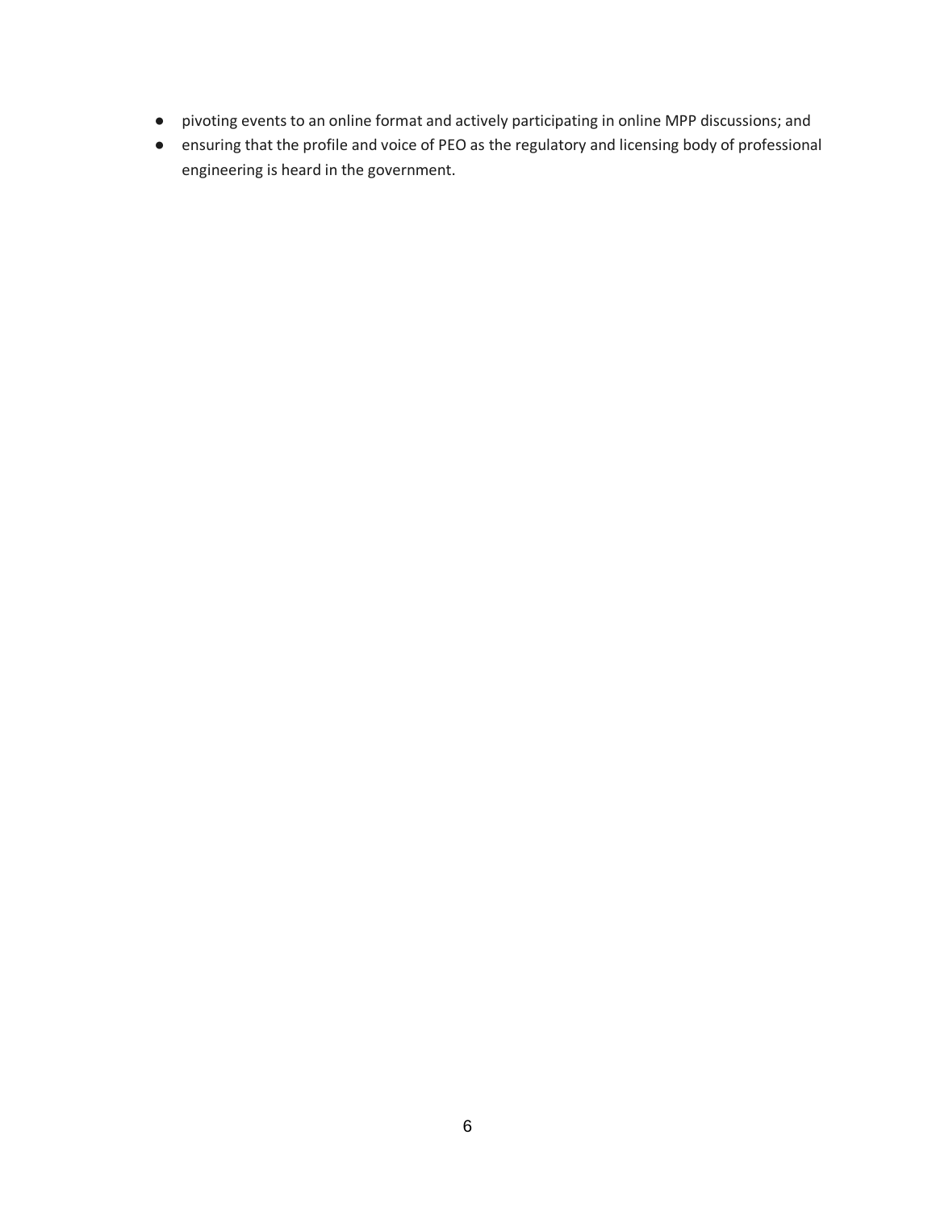- pivoting events to an online format and actively participating in online MPP discussions; and
- ensuring that the profile and voice of PEO as the regulatory and licensing body of professional engineering is heard in the government.